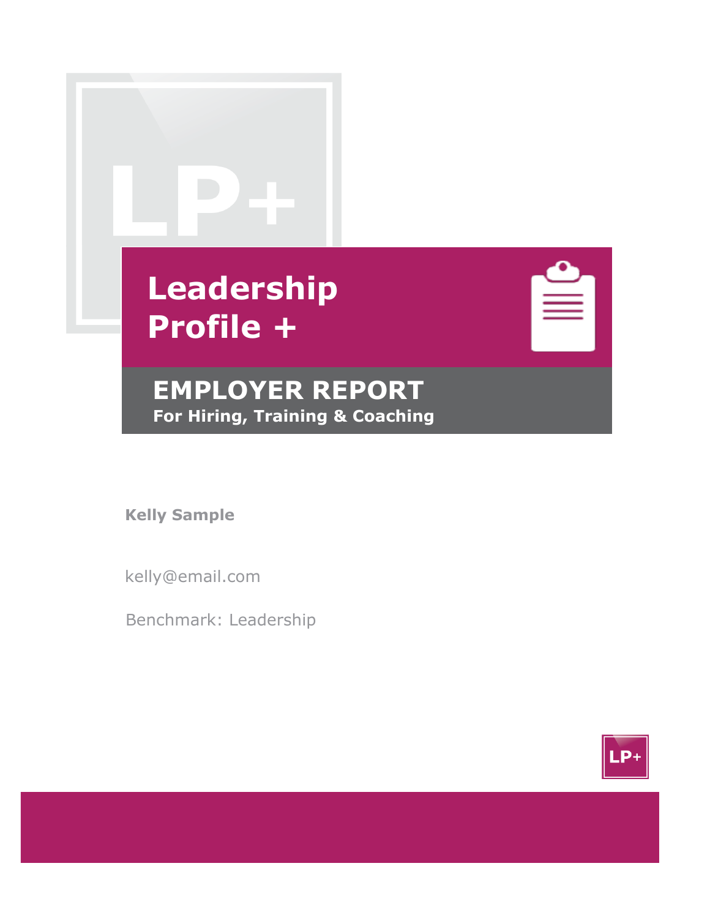# Leadership Profile +

## EMPLOYER REPORT

**For Hiring, Training & Coaching**

**Kelly Sample**

kelly@email.com

Benchmark: Leadership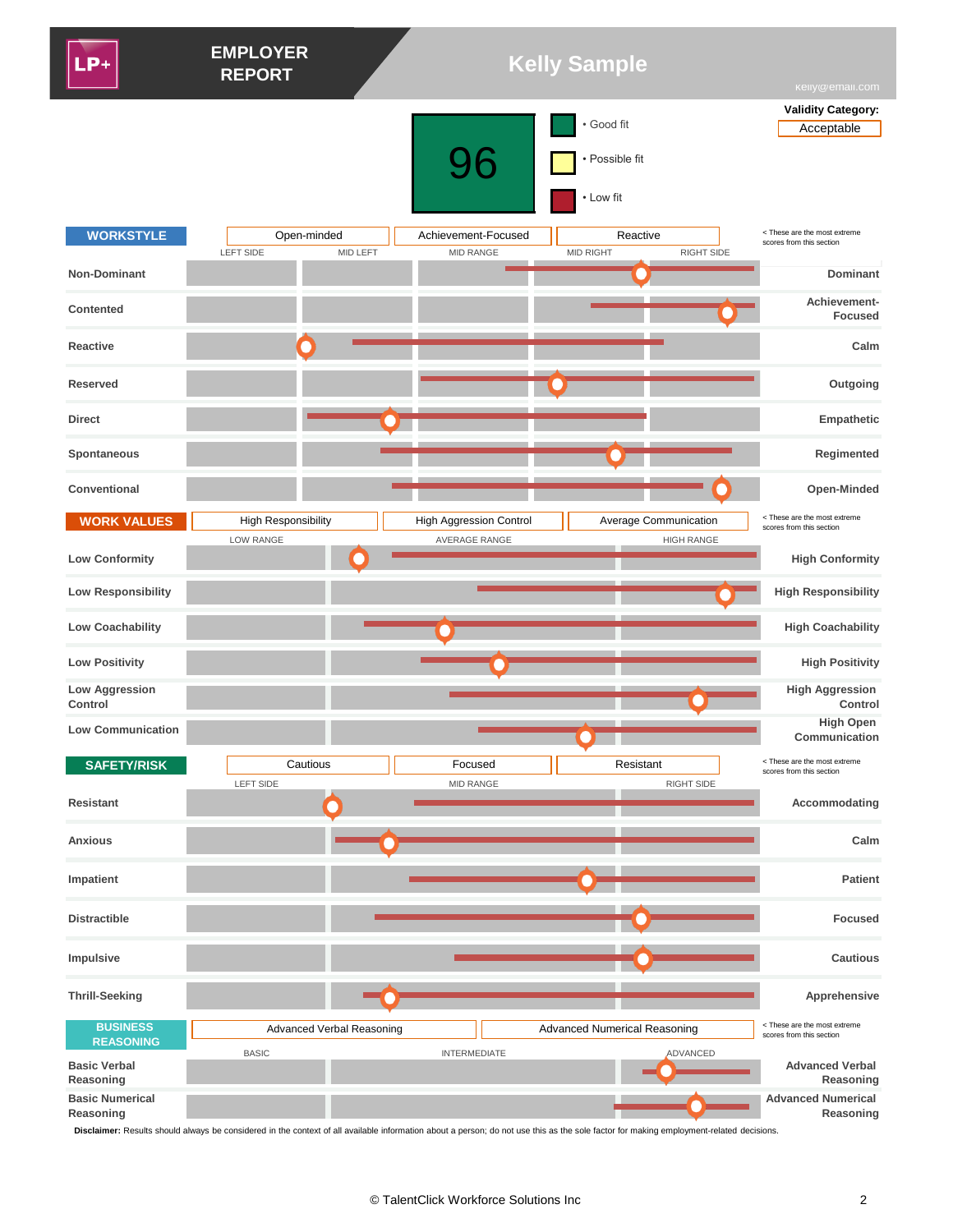# EMPLOYER REPORT

## Kelly Sample

kelly@email.com

**96**

- Good fit
- Possible fit
- Low fit

**Validity Category:** Acceptable

## WORKSTYLE

Open-minded | Achievement-Focused | Reactive

< These are the most extreme scores from this section

| | LEFT SIDE | MID LEFT | MID RANGE | MID RIGHT | RIGHT SIDE | |
|---|---|---|---|---|---|---|
| Non-Dominant | | | | | | Dominant |
| Contented | | | | | | Achievement-Focused |
| Reactive | | | | | | Calm |
| Reserved | | | | | | Outgoing |
| Direct | | | | | | Empathetic |
| Spontaneous | | | | | | Regimented |
| Conventional | | | | | | Open-Minded |

## WORK VALUES

High Responsibility | High Aggression Control | Average Communication

< These are the most extreme scores from this section

| | LOW RANGE | AVERAGE RANGE | HIGH RANGE | |
|---|---|---|---|---|
| Low Conformity | | | | High Conformity |
| Low Responsibility | | | | High Responsibility |
| Low Coachability | | | | High Coachability |
| Low Positivity | | | | High Positivity |
| Low Aggression Control | | | | High Aggression Control |
| Low Communication | | | | High Open Communication |

## SAFETY/RISK

Cautious | Focused | Resistant

< These are the most extreme scores from this section

| | LEFT SIDE | MID RANGE | RIGHT SIDE | |
|---|---|---|---|---|
| Resistant | | | | Accommodating |
| Anxious | | | | Calm |
| Impatient | | | | Patient |
| Distractible | | | | Focused |
| Impulsive | | | | Cautious |
| Thrill-Seeking | | | | Apprehensive |

## BUSINESS REASONING

Advanced Verbal Reasoning | Advanced Numerical Reasoning

< These are the most extreme scores from this section

| | BASIC | INTERMEDIATE | ADVANCED | |
|---|---|---|---|---|
| Basic Verbal Reasoning | | | | Advanced Verbal Reasoning |
| Basic Numerical Reasoning | | | | Advanced Numerical Reasoning |

**Disclaimer:** Results should always be considered in the context of all available information about a person; do not use this as the sole factor for making employment-related decisions.

© TalentClick Workforce Solutions Inc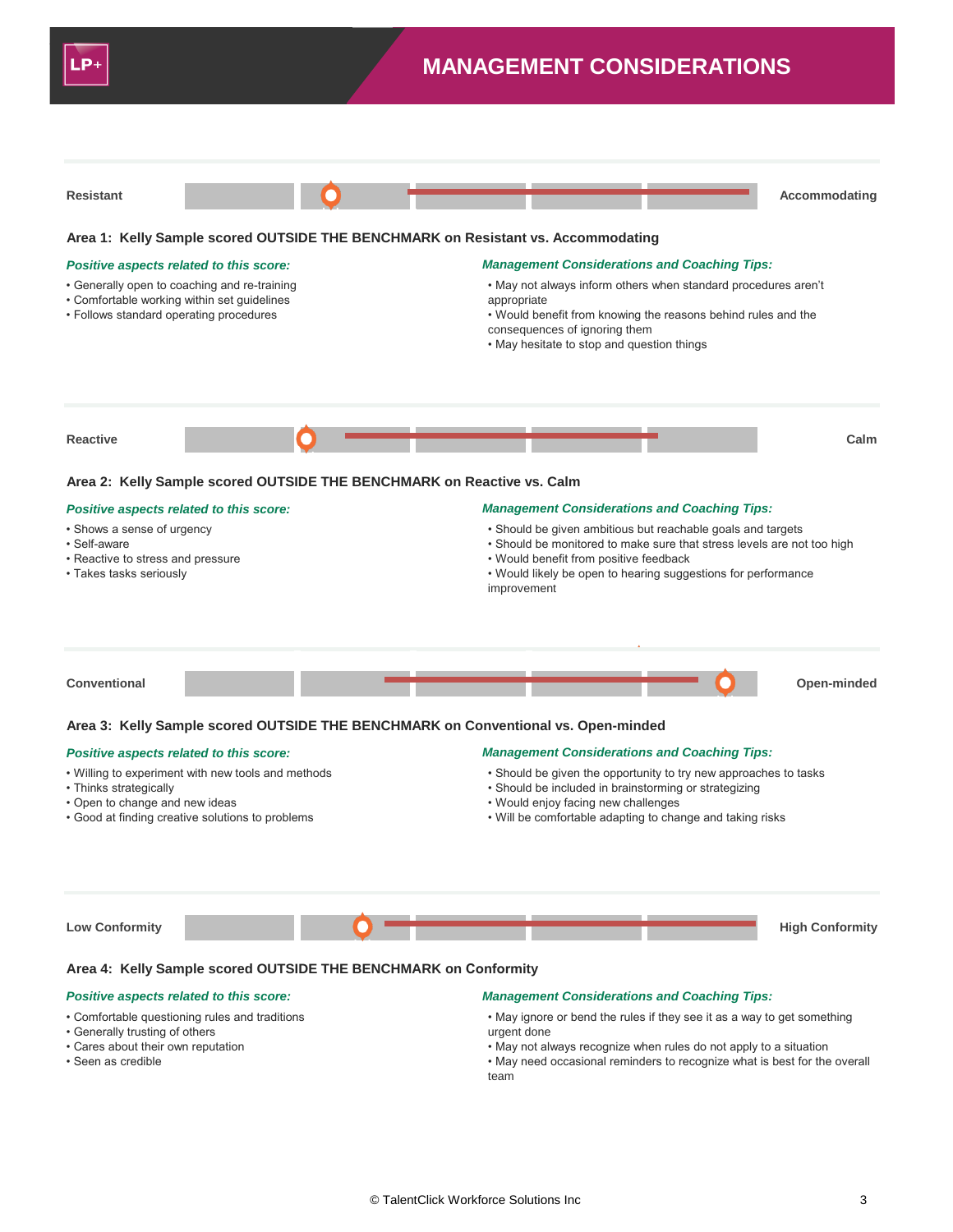# MANAGEMENT CONSIDERATIONS

**Resistant** — **Accommodating**

### Area 1: Kelly Sample scored OUTSIDE THE BENCHMARK on Resistant vs. Accommodating

***Positive aspects related to this score:***

- Generally open to coaching and re-training
- Comfortable working within set guidelines
- Follows standard operating procedures

***Management Considerations and Coaching Tips:***

- May not always inform others when standard procedures aren't appropriate
- Would benefit from knowing the reasons behind rules and the consequences of ignoring them
- May hesitate to stop and question things

**Reactive** — **Calm**

### Area 2: Kelly Sample scored OUTSIDE THE BENCHMARK on Reactive vs. Calm

***Positive aspects related to this score:***

- Shows a sense of urgency
- Self-aware
- Reactive to stress and pressure
- Takes tasks seriously

***Management Considerations and Coaching Tips:***

- Should be given ambitious but reachable goals and targets
- Should be monitored to make sure that stress levels are not too high
- Would benefit from positive feedback
- Would likely be open to hearing suggestions for performance improvement

**Conventional** — **Open-minded**

### Area 3: Kelly Sample scored OUTSIDE THE BENCHMARK on Conventional vs. Open-minded

***Positive aspects related to this score:***

- Willing to experiment with new tools and methods
- Thinks strategically
- Open to change and new ideas
- Good at finding creative solutions to problems

***Management Considerations and Coaching Tips:***

- Should be given the opportunity to try new approaches to tasks
- Should be included in brainstorming or strategizing
- Would enjoy facing new challenges
- Will be comfortable adapting to change and taking risks

**Low Conformity** — **High Conformity**

### Area 4: Kelly Sample scored OUTSIDE THE BENCHMARK on Conformity

***Positive aspects related to this score:***

- Comfortable questioning rules and traditions
- Generally trusting of others
- Cares about their own reputation
- Seen as credible

***Management Considerations and Coaching Tips:***

- May ignore or bend the rules if they see it as a way to get something urgent done
- May not always recognize when rules do not apply to a situation
- May need occasional reminders to recognize what is best for the overall team

© TalentClick Workforce Solutions Inc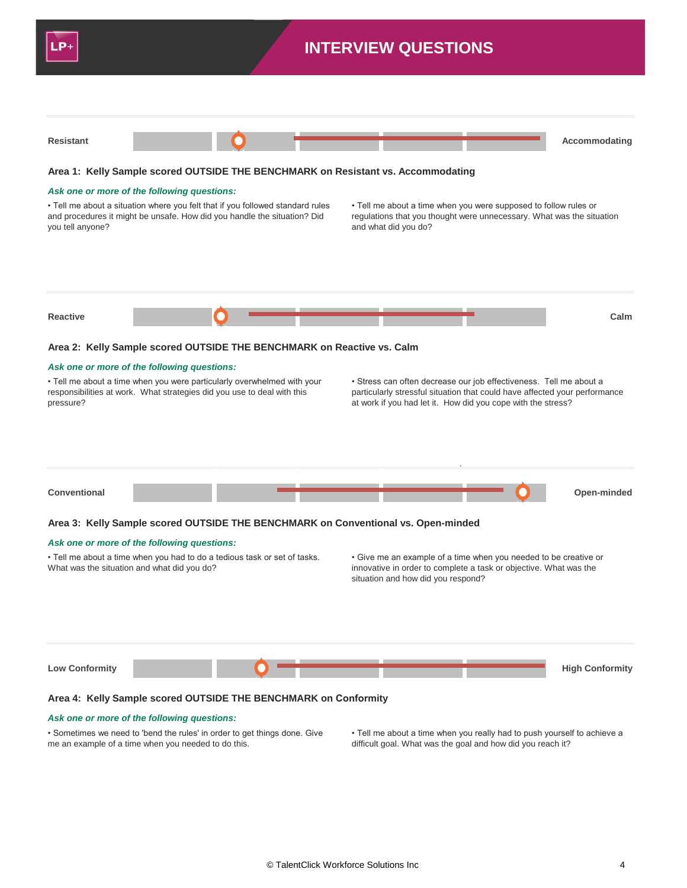# INTERVIEW QUESTIONS

**Resistant** — **Accommodating**

### Area 1: Kelly Sample scored OUTSIDE THE BENCHMARK on Resistant vs. Accommodating

***Ask one or more of the following questions:***

• Tell me about a situation where you felt that if you followed standard rules and procedures it might be unsafe. How did you handle the situation? Did you tell anyone?

• Tell me about a time when you were supposed to follow rules or regulations that you thought were unnecessary. What was the situation and what did you do?

**Reactive** — **Calm**

### Area 2: Kelly Sample scored OUTSIDE THE BENCHMARK on Reactive vs. Calm

***Ask one or more of the following questions:***

• Tell me about a time when you were particularly overwhelmed with your responsibilities at work. What strategies did you use to deal with this pressure?

• Stress can often decrease our job effectiveness. Tell me about a particularly stressful situation that could have affected your performance at work if you had let it. How did you cope with the stress?

**Conventional** — **Open-minded**

### Area 3: Kelly Sample scored OUTSIDE THE BENCHMARK on Conventional vs. Open-minded

***Ask one or more of the following questions:***

• Tell me about a time when you had to do a tedious task or set of tasks. What was the situation and what did you do?

• Give me an example of a time when you needed to be creative or innovative in order to complete a task or objective. What was the situation and how did you respond?

**Low Conformity** — **High Conformity**

### Area 4: Kelly Sample scored OUTSIDE THE BENCHMARK on Conformity

***Ask one or more of the following questions:***

• Sometimes we need to 'bend the rules' in order to get things done. Give me an example of a time when you needed to do this.

• Tell me about a time when you really had to push yourself to achieve a difficult goal. What was the goal and how did you reach it?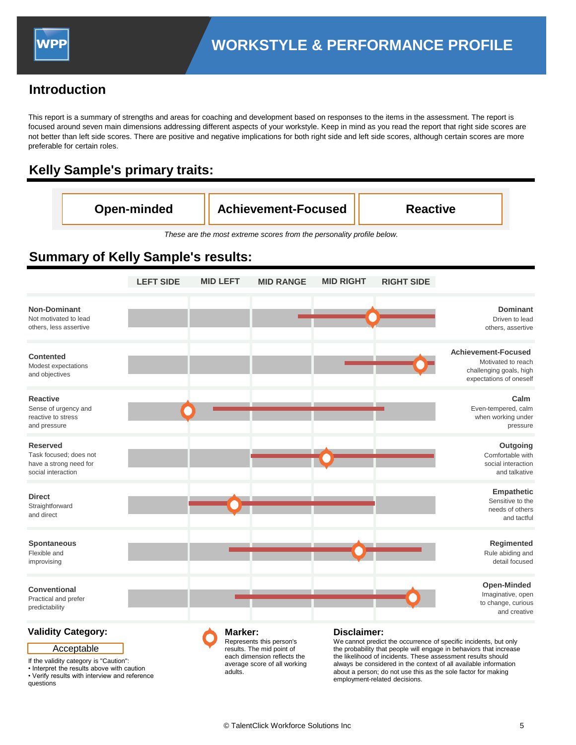# WORKSTYLE & PERFORMANCE PROFILE

## Introduction

This report is a summary of strengths and areas for coaching and development based on responses to the items in the assessment. The report is focused around seven main dimensions addressing different aspects of your workstyle. Keep in mind as you read the report that right side scores are not better than left side scores. There are positive and negative implications for both right side and left side scores, although certain scores are more preferable for certain roles.

## Kelly Sample's primary traits:

| Open-minded | Achievement-Focused | Reactive |
|---|---|---|

*These are the most extreme scores from the personality profile below.*

## Summary of Kelly Sample's results:

| Left Trait | LEFT SIDE | MID LEFT | MID RANGE | MID RIGHT | RIGHT SIDE | Right Trait |
|---|---|---|---|---|---|---|
| **Non-Dominant** Not motivated to lead others, less assertive | | | | | | **Dominant** Driven to lead others, assertive |
| **Contented** Modest expectations and objectives | | | | | | **Achievement-Focused** Motivated to reach challenging goals, high expectations of oneself |
| **Reactive** Sense of urgency and reactive to stress and pressure | | | | | | **Calm** Even-tempered, calm when working under pressure |
| **Reserved** Task focused; does not have a strong need for social interaction | | | | | | **Outgoing** Comfortable with social interaction and talkative |
| **Direct** Straightforward and direct | | | | | | **Empathetic** Sensitive to the needs of others and tactful |
| **Spontaneous** Flexible and improvising | | | | | | **Regimented** Rule abiding and detail focused |
| **Conventional** Practical and prefer predictability | | | | | | **Open-Minded** Imaginative, open to change, curious and creative |

### Validity Category:

Acceptable

If the validity category is "Caution":
- Interpret the results above with caution
- Verify results with interview and reference questions

### Marker:

Represents this person's results. The mid point of each dimension reflects the average score of all working adults.

### Disclaimer:

We cannot predict the occurrence of specific incidents, but only the probability that people will engage in behaviors that increase the likelihood of incidents. These assessment results should always be considered in the context of all available information about a person; do not use this as the sole factor for making employment-related decisions.

© TalentClick Workforce Solutions Inc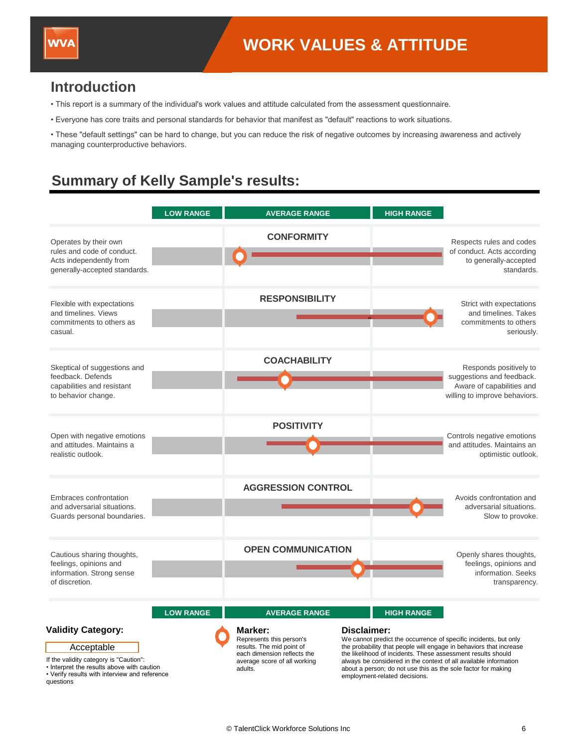# WORK VALUES & ATTITUDE

## Introduction

- This report is a summary of the individual's work values and attitude calculated from the assessment questionnaire.
- Everyone has core traits and personal standards for behavior that manifest as "default" reactions to work situations.
- These "default settings" can be hard to change, but you can reduce the risk of negative outcomes by increasing awareness and actively managing counterproductive behaviors.

## Summary of Kelly Sample's results:

| Low description | LOW RANGE | AVERAGE RANGE | HIGH RANGE | High description |
|---|---|---|---|---|
| Operates by their own rules and code of conduct. Acts independently from generally-accepted standards. | | **CONFORMITY** | | Respects rules and codes of conduct. Acts according to generally-accepted standards. |
| Flexible with expectations and timelines. Views commitments to others as casual. | | **RESPONSIBILITY** | | Strict with expectations and timelines. Takes commitments to others seriously. |
| Skeptical of suggestions and feedback. Defends capabilities and resistant to behavior change. | | **COACHABILITY** | | Responds positively to suggestions and feedback. Aware of capabilities and willing to improve behaviors. |
| Open with negative emotions and attitudes. Maintains a realistic outlook. | | **POSITIVITY** | | Controls negative emotions and attitudes. Maintains an optimistic outlook. |
| Embraces confrontation and adversarial situations. Guards personal boundaries. | | **AGGRESSION CONTROL** | | Avoids confrontation and adversarial situations. Slow to provoke. |
| Cautious sharing thoughts, feelings, opinions and information. Strong sense of discretion. | | **OPEN COMMUNICATION** | | Openly shares thoughts, feelings, opinions and information. Seeks transparency. |

### Validity Category:

Acceptable

If the validity category is "Caution":
- Interpret the results above with caution
- Verify results with interview and reference questions

### Marker:

Represents this person's results. The mid point of each dimension reflects the average score of all working adults.

### Disclaimer:

We cannot predict the occurrence of specific incidents, but only the probability that people will engage in behaviors that increase the likelihood of incidents. These assessment results should always be considered in the context of all available information about a person; do not use this as the sole factor for making employment-related decisions.

© TalentClick Workforce Solutions Inc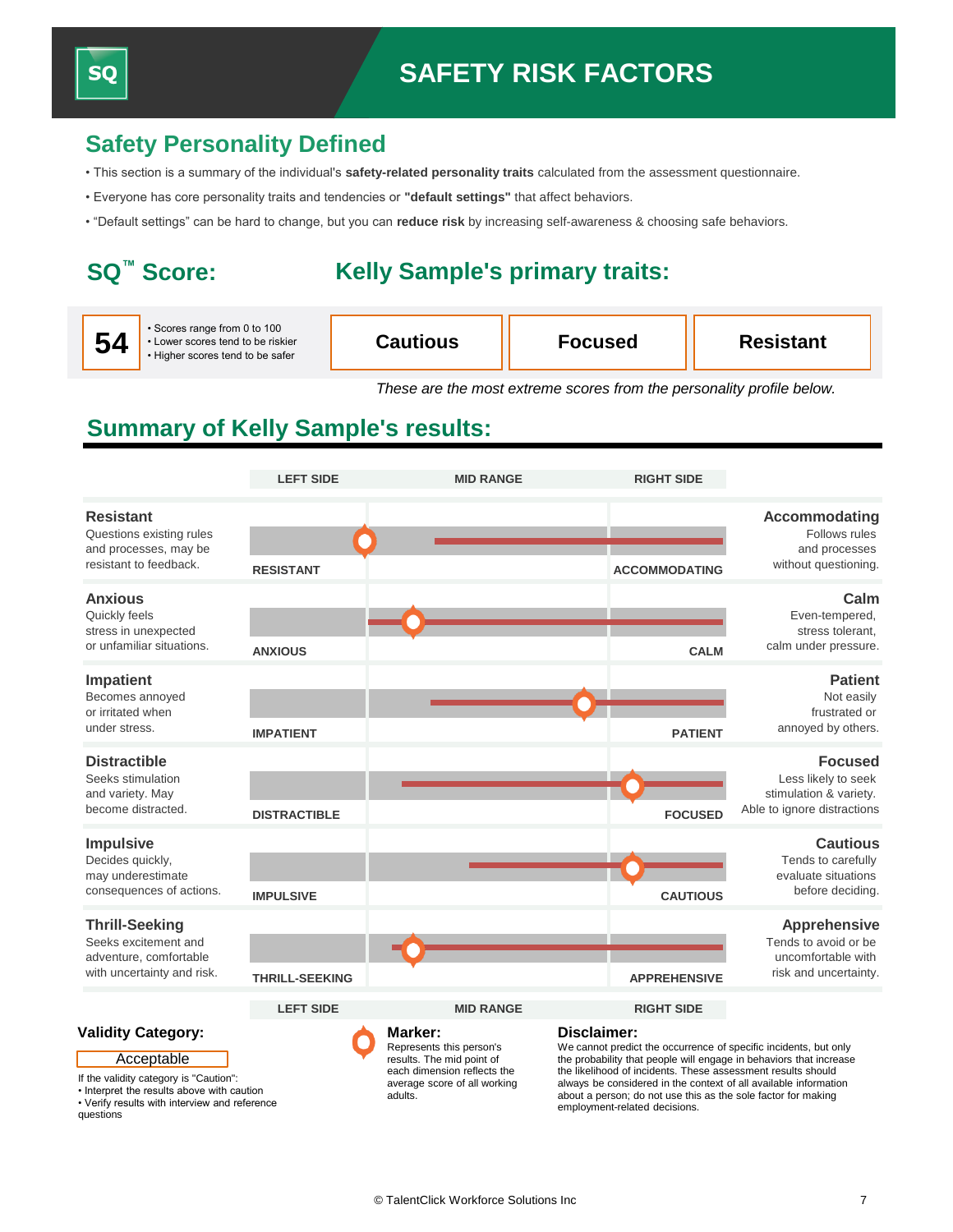# SAFETY RISK FACTORS

## Safety Personality Defined

- This section is a summary of the individual's **safety-related personality traits** calculated from the assessment questionnaire.
- Everyone has core personality traits and tendencies or **"default settings"** that affect behaviors.
- "Default settings" can be hard to change, but you can **reduce risk** by increasing self-awareness & choosing safe behaviors.

## SQ™ Score:

**54**

- Scores range from 0 to 100
- Lower scores tend to be riskier
- Higher scores tend to be safer

## Kelly Sample's primary traits:

| Cautious | Focused | Resistant |
|---|---|---|

*These are the most extreme scores from the personality profile below.*

## Summary of Kelly Sample's results:

| Left Trait | LEFT SIDE | MID RANGE | RIGHT SIDE | Right Trait |
|---|---|---|---|---|
| **Resistant** Questions existing rules and processes, may be resistant to feedback. | RESISTANT | | ACCOMMODATING | **Accommodating** Follows rules and processes without questioning. |
| **Anxious** Quickly feels stress in unexpected or unfamiliar situations. | ANXIOUS | | CALM | **Calm** Even-tempered, stress tolerant, calm under pressure. |
| **Impatient** Becomes annoyed or irritated when under stress. | IMPATIENT | | PATIENT | **Patient** Not easily frustrated or annoyed by others. |
| **Distractible** Seeks stimulation and variety. May become distracted. | DISTRACTIBLE | | FOCUSED | **Focused** Less likely to seek stimulation & variety. Able to ignore distractions |
| **Impulsive** Decides quickly, may underestimate consequences of actions. | IMPULSIVE | | CAUTIOUS | **Cautious** Tends to carefully evaluate situations before deciding. |
| **Thrill-Seeking** Seeks excitement and adventure, comfortable with uncertainty and risk. | THRILL-SEEKING | | APPREHENSIVE | **Apprehensive** Tends to avoid or be uncomfortable with risk and uncertainty. |

### Validity Category:

Acceptable

If the validity category is "Caution":
- Interpret the results above with caution
- Verify results with interview and reference questions

### Marker:

Represents this person's results. The mid point of each dimension reflects the average score of all working adults.

### Disclaimer:

We cannot predict the occurrence of specific incidents, but only the probability that people will engage in behaviors that increase the likelihood of incidents. These assessment results should always be considered in the context of all available information about a person; do not use this as the sole factor for making employment-related decisions.

© TalentClick Workforce Solutions Inc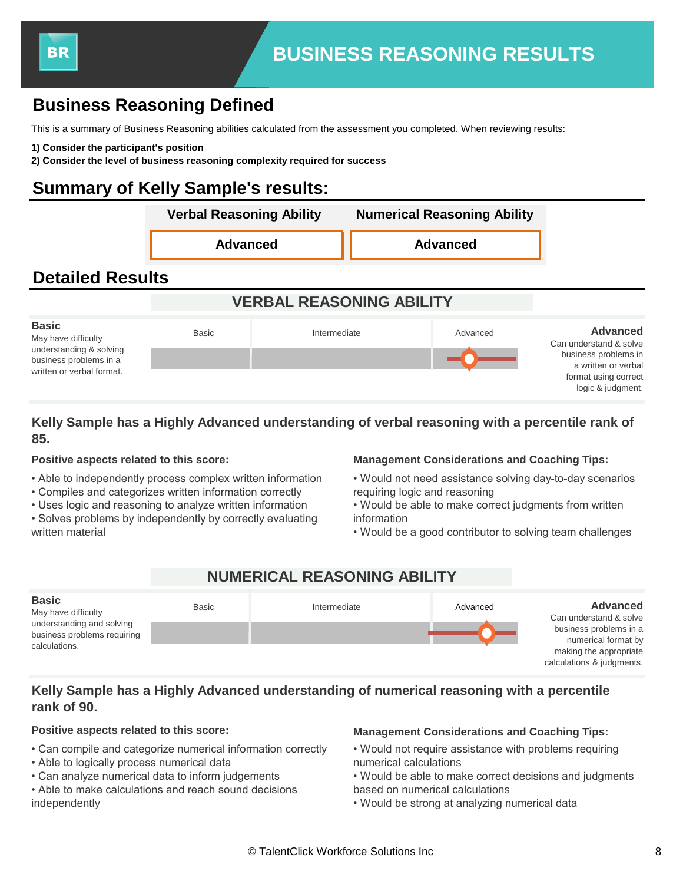# BUSINESS REASONING RESULTS

## Business Reasoning Defined

This is a summary of Business Reasoning abilities calculated from the assessment you completed. When reviewing results:

**1) Consider the participant's position**
**2) Consider the level of business reasoning complexity required for success**

## Summary of Kelly Sample's results:

| Verbal Reasoning Ability | Numerical Reasoning Ability |
|---|---|
| **Advanced** | **Advanced** |

## Detailed Results

### VERBAL REASONING ABILITY

| **Basic** | Basic | Intermediate | Advanced | **Advanced** |
|---|---|---|---|---|
| May have difficulty understanding & solving business problems in a written or verbal format. | | | ● | Can understand & solve business problems in a written or verbal format using correct logic & judgment. |

**Kelly Sample has a Highly Advanced understanding of verbal reasoning with a percentile rank of 85.**

**Positive aspects related to this score:**

- Able to independently process complex written information
- Compiles and categorizes written information correctly
- Uses logic and reasoning to analyze written information
- Solves problems by independently by correctly evaluating written material

**Management Considerations and Coaching Tips:**

- Would not need assistance solving day-to-day scenarios requiring logic and reasoning
- Would be able to make correct judgments from written information
- Would be a good contributor to solving team challenges

### NUMERICAL REASONING ABILITY

| **Basic** | Basic | Intermediate | Advanced | **Advanced** |
|---|---|---|---|---|
| May have difficulty understanding and solving business problems requiring calculations. | | | ● | Can understand & solve business problems in a numerical format by making the appropriate calculations & judgments. |

**Kelly Sample has a Highly Advanced understanding of numerical reasoning with a percentile rank of 90.**

**Positive aspects related to this score:**

- Can compile and categorize numerical information correctly
- Able to logically process numerical data
- Can analyze numerical data to inform judgements
- Able to make calculations and reach sound decisions independently

**Management Considerations and Coaching Tips:**

- Would not require assistance with problems requiring numerical calculations
- Would be able to make correct decisions and judgments based on numerical calculations
- Would be strong at analyzing numerical data

© TalentClick Workforce Solutions Inc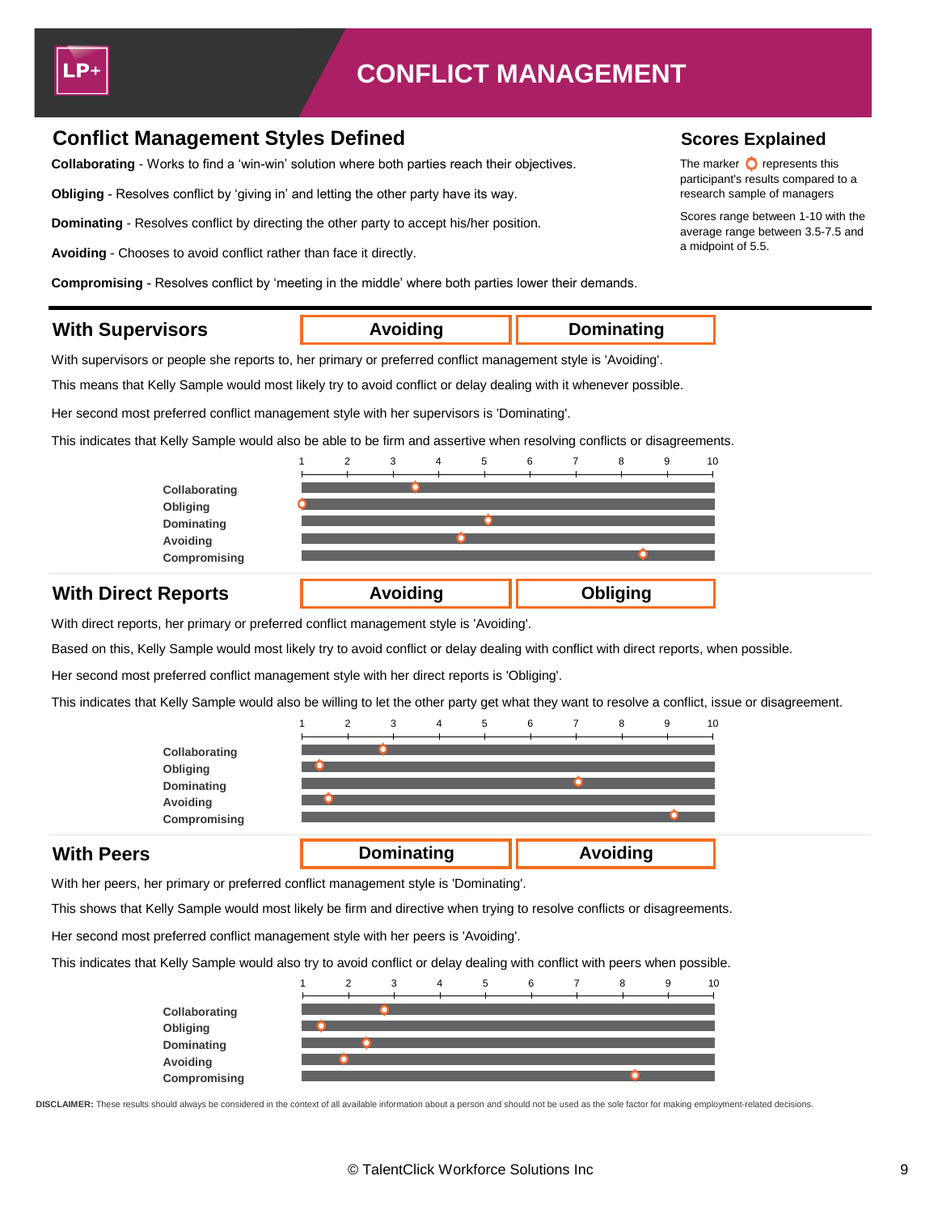# CONFLICT MANAGEMENT

## Conflict Management Styles Defined

**Collaborating** - Works to find a 'win-win' solution where both parties reach their objectives.

**Obliging** - Resolves conflict by 'giving in' and letting the other party have its way.

**Dominating** - Resolves conflict by directing the other party to accept his/her position.

**Avoiding** - Chooses to avoid conflict rather than face it directly.

**Compromising** - Resolves conflict by 'meeting in the middle' where both parties lower their demands.

## Scores Explained

The marker represents this participant's results compared to a research sample of managers

Scores range between 1-10 with the average range between 3.5-7.5 and a midpoint of 5.5.

## With Supervisors

| Avoiding | Dominating |
|---|---|

With supervisors or people she reports to, her primary or preferred conflict management style is 'Avoiding'.

This means that Kelly Sample would most likely try to avoid conflict or delay dealing with it whenever possible.

Her second most preferred conflict management style with her supervisors is 'Dominating'.

This indicates that Kelly Sample would also be able to be firm and assertive when resolving conflicts or disagreements.

Scale: 1 2 3 4 5 6 7 8 9 10

- Collaborating
- Obliging
- Dominating
- Avoiding
- Compromising

## With Direct Reports

| Avoiding | Obliging |
|---|---|

With direct reports, her primary or preferred conflict management style is 'Avoiding'.

Based on this, Kelly Sample would most likely try to avoid conflict or delay dealing with conflict with direct reports, when possible.

Her second most preferred conflict management style with her direct reports is 'Obliging'.

This indicates that Kelly Sample would also be willing to let the other party get what they want to resolve a conflict, issue or disagreement.

Scale: 1 2 3 4 5 6 7 8 9 10

- Collaborating
- Obliging
- Dominating
- Avoiding
- Compromising

## With Peers

| Dominating | Avoiding |
|---|---|

With her peers, her primary or preferred conflict management style is 'Dominating'.

This shows that Kelly Sample would most likely be firm and directive when trying to resolve conflicts or disagreements.

Her second most preferred conflict management style with her peers is 'Avoiding'.

This indicates that Kelly Sample would also try to avoid conflict or delay dealing with conflict with peers when possible.

Scale: 1 2 3 4 5 6 7 8 9 10

- Collaborating
- Obliging
- Dominating
- Avoiding
- Compromising

**DISCLAIMER:** These results should always be considered in the context of all available information about a person and should not be used as the sole factor for making employment-related decisions.

© TalentClick Workforce Solutions Inc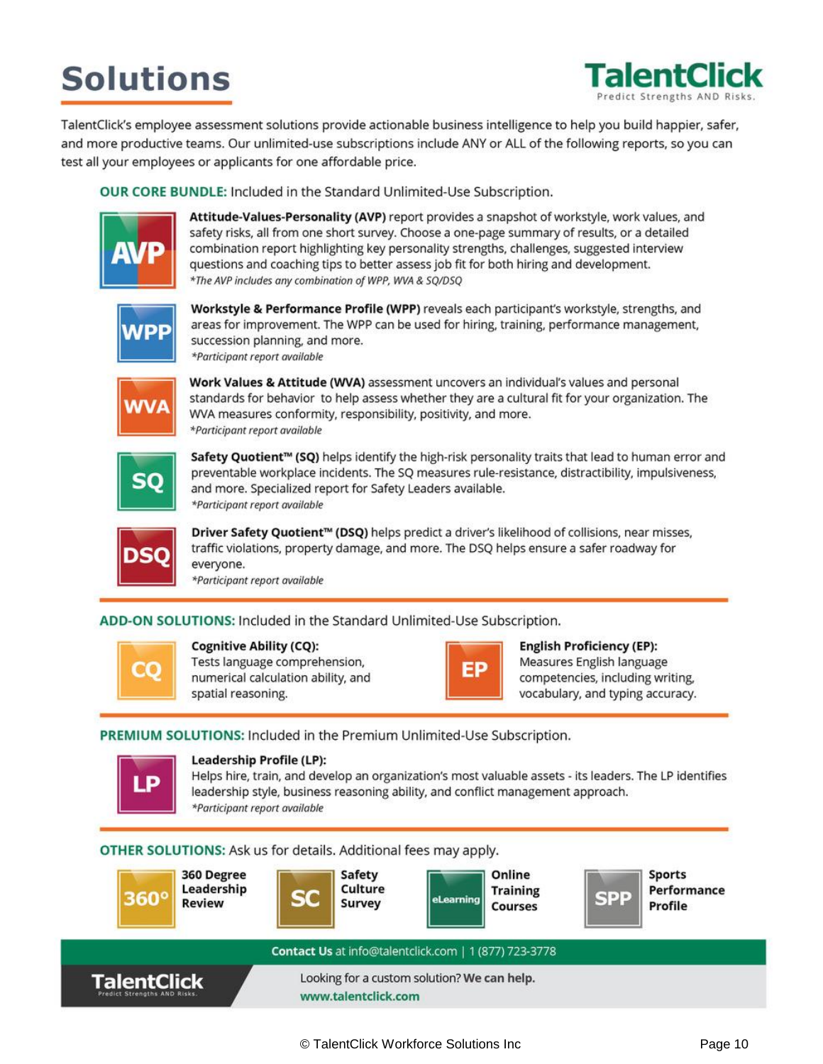# Solutions

**TalentClick**
Predict Strengths AND Risks.

TalentClick's employee assessment solutions provide actionable business intelligence to help you build happier, safer, and more productive teams. Our unlimited-use subscriptions include ANY or ALL of the following reports, so you can test all your employees or applicants for one affordable price.

**OUR CORE BUNDLE:** Included in the Standard Unlimited-Use Subscription.

**AVP** — **Attitude-Values-Personality (AVP)** report provides a snapshot of workstyle, work values, and safety risks, all from one short survey. Choose a one-page summary of results, or a detailed combination report highlighting key personality strengths, challenges, suggested interview questions and coaching tips to better assess job fit for both hiring and development.
*\*The AVP includes any combination of WPP, WVA & SQ/DSQ*

**WPP** — **Workstyle & Performance Profile (WPP)** reveals each participant's workstyle, strengths, and areas for improvement. The WPP can be used for hiring, training, performance management, succession planning, and more.
*\*Participant report available*

**WVA** — **Work Values & Attitude (WVA)** assessment uncovers an individual's values and personal standards for behavior to help assess whether they are a cultural fit for your organization. The WVA measures conformity, responsibility, positivity, and more.
*\*Participant report available*

**SQ** — **Safety Quotient™ (SQ)** helps identify the high-risk personality traits that lead to human error and preventable workplace incidents. The SQ measures rule-resistance, distractibility, impulsiveness, and more. Specialized report for Safety Leaders available.
*\*Participant report available*

**DSQ** — **Driver Safety Quotient™ (DSQ)** helps predict a driver's likelihood of collisions, near misses, traffic violations, property damage, and more. The DSQ helps ensure a safer roadway for everyone.
*\*Participant report available*

**ADD-ON SOLUTIONS:** Included in the Standard Unlimited-Use Subscription.

**CQ** — **Cognitive Ability (CQ):** Tests language comprehension, numerical calculation ability, and spatial reasoning.

**EP** — **English Proficiency (EP):** Measures English language competencies, including writing, vocabulary, and typing accuracy.

**PREMIUM SOLUTIONS:** Included in the Premium Unlimited-Use Subscription.

**LP** — **Leadership Profile (LP):** Helps hire, train, and develop an organization's most valuable assets - its leaders. The LP identifies leadership style, business reasoning ability, and conflict management approach.
*\*Participant report available*

**OTHER SOLUTIONS:** Ask us for details. Additional fees may apply.

- **360°** — 360 Degree Leadership Review
- **SC** — Safety Culture Survey
- **eLearning** — Online Training Courses
- **SPP** — Sports Performance Profile

**Contact Us** at info@talentclick.com | 1 (877) 723-3778

**TalentClick**
Predict Strengths AND Risks.

Looking for a custom solution? **We can help.**
**www.talentclick.com**

© TalentClick Workforce Solutions Inc